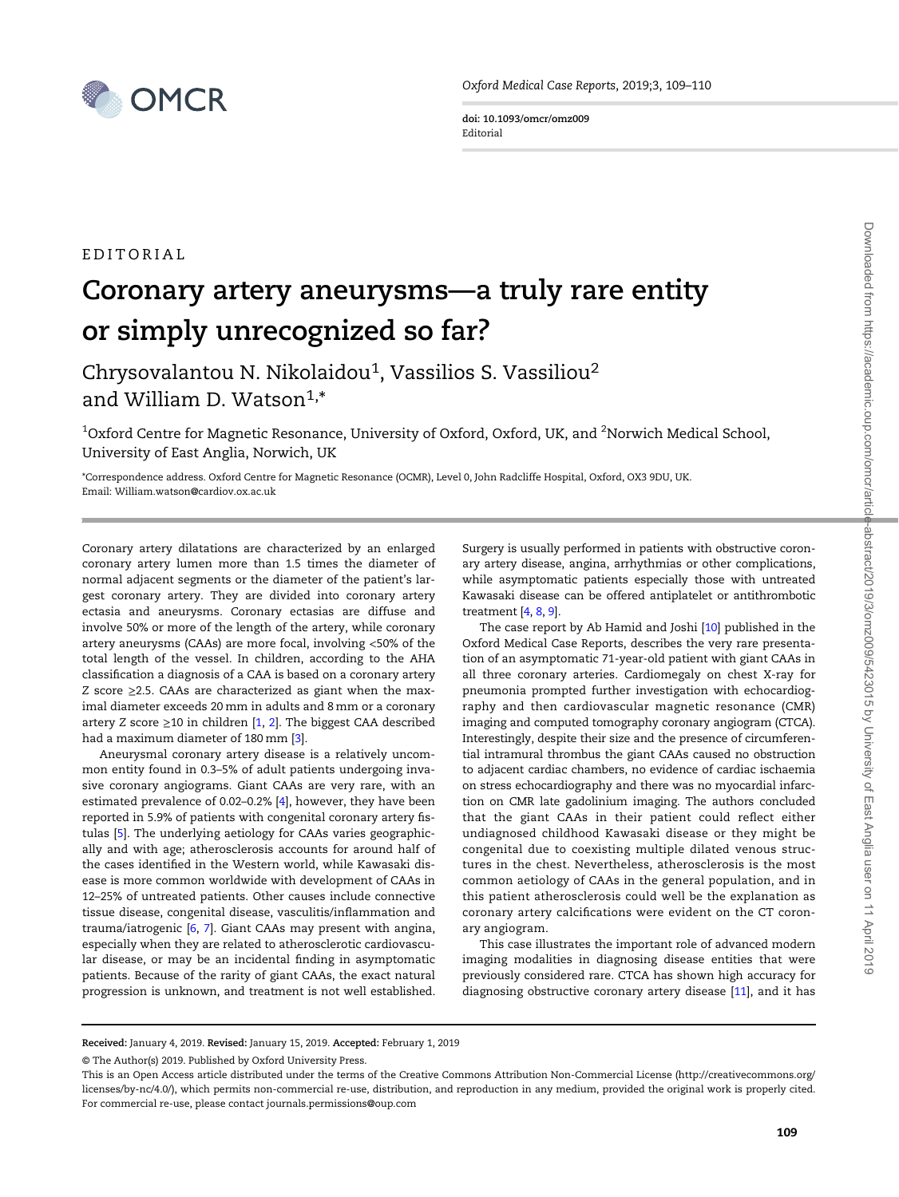EDITORIAL

# Coronary artery aneurysms—a truly rare entity or simply unrecognized so far?

Chrysovalantou N. Nikolaidou[1], Vassilios S. Vassiliou[2] and William D. Watson[1,*]

[1]Oxford Centre for Magnetic Resonance, University of Oxford, Oxford, UK, and [2]Norwich Medical School, University of East Anglia, Norwich, UK

*Correspondence address. Oxford Centre for Magnetic Resonance (OCMR), Level 0, John Radcliffe Hospital, Oxford, OX3 9DU, UK. Email: William.watson@cardiov.ox.ac.uk

Coronary artery dilatations are characterized by an enlarged coronary artery lumen more than 1.5 times the diameter of normal adjacent segments or the diameter of the patient's largest coronary artery. They are divided into coronary artery ectasia and aneurysms. Coronary ectasias are diffuse and involve 50% or more of the length of the artery, while coronary artery aneurysms (CAAs) are more focal, involving <50% of the total length of the vessel. In children, according to the AHA classification a diagnosis of a CAA is based on a coronary artery Z score ≥2.5. CAAs are characterized as giant when the maximal diameter exceeds 20 mm in adults and 8 mm or a coronary artery Z score ≥10 in children [1, 2]. The biggest CAA described had a maximum diameter of 180 mm [3].

Aneurysmal coronary artery disease is a relatively uncommon entity found in 0.3–5% of adult patients undergoing invasive coronary angiograms. Giant CAAs are very rare, with an estimated prevalence of 0.02–0.2% [4], however, they have been reported in 5.9% of patients with congenital coronary artery fistulas [5]. The underlying aetiology for CAAs varies geographically and with age; atherosclerosis accounts for around half of the cases identified in the Western world, while Kawasaki disease is more common worldwide with development of CAAs in 12–25% of untreated patients. Other causes include connective tissue disease, congenital disease, vasculitis/inflammation and trauma/iatrogenic [6, 7]. Giant CAAs may present with angina, especially when they are related to atherosclerotic cardiovascular disease, or may be an incidental finding in asymptomatic patients. Because of the rarity of giant CAAs, the exact natural progression is unknown, and treatment is not well established. Surgery is usually performed in patients with obstructive coronary artery disease, angina, arrhythmias or other complications, while asymptomatic patients especially those with untreated Kawasaki disease can be offered antiplatelet or antithrombotic treatment [4, 8, 9].

The case report by Ab Hamid and Joshi [10] published in the Oxford Medical Case Reports, describes the very rare presentation of an asymptomatic 71-year-old patient with giant CAAs in all three coronary arteries. Cardiomegaly on chest X-ray for pneumonia prompted further investigation with echocardiography and then cardiovascular magnetic resonance (CMR) imaging and computed tomography coronary angiogram (CTCA). Interestingly, despite their size and the presence of circumferential intramural thrombus the giant CAAs caused no obstruction to adjacent cardiac chambers, no evidence of cardiac ischaemia on stress echocardiography and there was no myocardial infarction on CMR late gadolinium imaging. The authors concluded that the giant CAAs in their patient could reflect either undiagnosed childhood Kawasaki disease or they might be congenital due to coexisting multiple dilated venous structures in the chest. Nevertheless, atherosclerosis is the most common aetiology of CAAs in the general population, and in this patient atherosclerosis could well be the explanation as coronary artery calcifications were evident on the CT coronary angiogram.

This case illustrates the important role of advanced modern imaging modalities in diagnosing disease entities that were previously considered rare. CTCA has shown high accuracy for diagnosing obstructive coronary artery disease [11], and it has

**Received:** January 4, 2019. **Revised:** January 15, 2019. **Accepted:** February 1, 2019

© The Author(s) 2019. Published by Oxford University Press.

This is an Open Access article distributed under the terms of the Creative Commons Attribution Non-Commercial License (http://creativecommons.org/licenses/by-nc/4.0/), which permits non-commercial re-use, distribution, and reproduction in any medium, provided the original work is properly cited. For commercial re-use, please contact journals.permissions@oup.com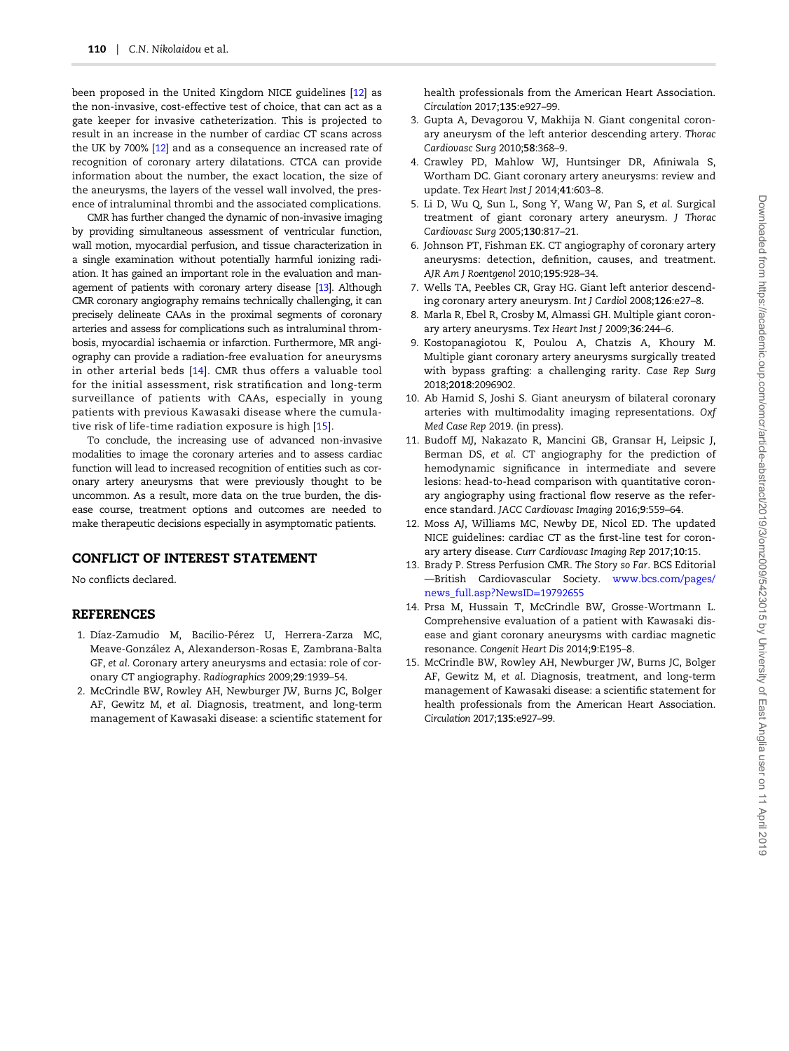been proposed in the United Kingdom NICE guidelines [12] as the non-invasive, cost-effective test of choice, that can act as a gate keeper for invasive catheterization. This is projected to result in an increase in the number of cardiac CT scans across the UK by 700% [12] and as a consequence an increased rate of recognition of coronary artery dilatations. CTCA can provide information about the number, the exact location, the size of the aneurysms, the layers of the vessel wall involved, the presence of intraluminal thrombi and the associated complications.

CMR has further changed the dynamic of non-invasive imaging by providing simultaneous assessment of ventricular function, wall motion, myocardial perfusion, and tissue characterization in a single examination without potentially harmful ionizing radiation. It has gained an important role in the evaluation and management of patients with coronary artery disease [13]. Although CMR coronary angiography remains technically challenging, it can precisely delineate CAAs in the proximal segments of coronary arteries and assess for complications such as intraluminal thrombosis, myocardial ischaemia or infarction. Furthermore, MR angiography can provide a radiation-free evaluation for aneurysms in other arterial beds [14]. CMR thus offers a valuable tool for the initial assessment, risk stratification and long-term surveillance of patients with CAAs, especially in young patients with previous Kawasaki disease where the cumulative risk of life-time radiation exposure is high [15].

To conclude, the increasing use of advanced non-invasive modalities to image the coronary arteries and to assess cardiac function will lead to increased recognition of entities such as coronary artery aneurysms that were previously thought to be uncommon. As a result, more data on the true burden, the disease course, treatment options and outcomes are needed to make therapeutic decisions especially in asymptomatic patients.

## CONFLICT OF INTEREST STATEMENT

No conflicts declared.

## REFERENCES

1. Díaz-Zamudio M, Bacilio-Pérez U, Herrera-Zarza MC, Meave-González A, Alexanderson-Rosas E, Zambrana-Balta GF, *et al.* Coronary artery aneurysms and ectasia: role of coronary CT angiography. *Radiographics* 2009;**29**:1939–54.
2. McCrindle BW, Rowley AH, Newburger JW, Burns JC, Bolger AF, Gewitz M, *et al.* Diagnosis, treatment, and long-term management of Kawasaki disease: a scientific statement for health professionals from the American Heart Association. *Circulation* 2017;**135**:e927–99.
3. Gupta A, Devagorou V, Makhija N. Giant congenital coronary aneurysm of the left anterior descending artery. *Thorac Cardiovasc Surg* 2010;**58**:368–9.
4. Crawley PD, Mahlow WJ, Huntsinger DR, Afiniwala S, Wortham DC. Giant coronary artery aneurysms: review and update. *Tex Heart Inst J* 2014;**41**:603–8.
5. Li D, Wu Q, Sun L, Song Y, Wang W, Pan S, *et al.* Surgical treatment of giant coronary artery aneurysm. *J Thorac Cardiovasc Surg* 2005;**130**:817–21.
6. Johnson PT, Fishman EK. CT angiography of coronary artery aneurysms: detection, definition, causes, and treatment. *AJR Am J Roentgenol* 2010;**195**:928–34.
7. Wells TA, Peebles CR, Gray HG. Giant left anterior descending coronary artery aneurysm. *Int J Cardiol* 2008;**126**:e27–8.
8. Marla R, Ebel R, Crosby M, Almassi GH. Multiple giant coronary artery aneurysms. *Tex Heart Inst J* 2009;**36**:244–6.
9. Kostopanagiotou K, Poulou A, Chatzis A, Khoury M. Multiple giant coronary artery aneurysms surgically treated with bypass grafting: a challenging rarity. *Case Rep Surg* 2018;**2018**:2096902.
10. Ab Hamid S, Joshi S. Giant aneurysm of bilateral coronary arteries with multimodality imaging representations. *Oxf Med Case Rep* 2019. (in press).
11. Budoff MJ, Nakazato R, Mancini GB, Gransar H, Leipsic J, Berman DS, *et al.* CT angiography for the prediction of hemodynamic significance in intermediate and severe lesions: head-to-head comparison with quantitative coronary angiography using fractional flow reserve as the reference standard. *JACC Cardiovasc Imaging* 2016;**9**:559–64.
12. Moss AJ, Williams MC, Newby DE, Nicol ED. The updated NICE guidelines: cardiac CT as the first-line test for coronary artery disease. *Curr Cardiovasc Imaging Rep* 2017;**10**:15.
13. Brady P. Stress Perfusion CMR. *The Story so Far*. BCS Editorial—British Cardiovascular Society. www.bcs.com/pages/news_full.asp?NewsID=19792655
14. Prsa M, Hussain T, McCrindle BW, Grosse-Wortmann L. Comprehensive evaluation of a patient with Kawasaki disease and giant coronary aneurysms with cardiac magnetic resonance. *Congenit Heart Dis* 2014;**9**:E195–8.
15. McCrindle BW, Rowley AH, Newburger JW, Burns JC, Bolger AF, Gewitz M, *et al.* Diagnosis, treatment, and long-term management of Kawasaki disease: a scientific statement for health professionals from the American Heart Association. *Circulation* 2017;**135**:e927–99.